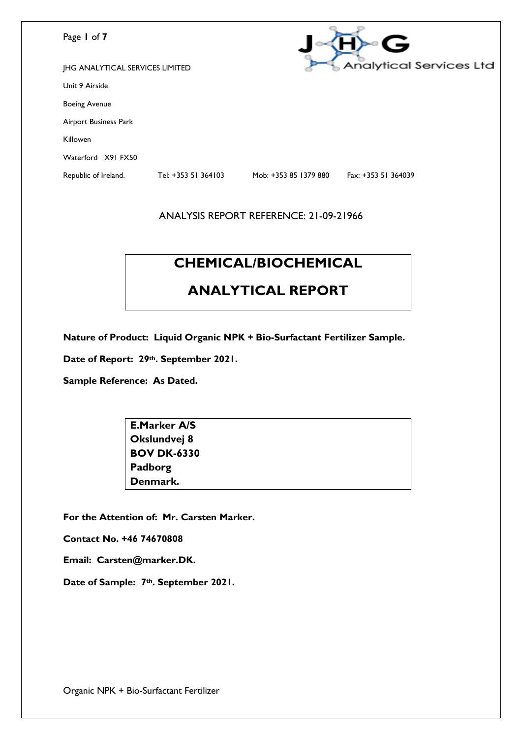JHG ANALYTICAL SERVICES LIMITED

Unit 9 Airside

Boeing Avenue

Airport Business Park

Killowen

Waterford X91 FX50

Republic of Ireland. Tel: +353 51 364103 Mob: +353 85 1379 880 Fax: +353 51 364039

ANALYSIS REPORT REFERENCE: 21-09-21966

# CHEMICAL/BIOCHEMICAL ANALYTICAL REPORT

**Nature of Product: Liquid Organic NPK + Bio-Surfactant Fertilizer Sample.**

**Date of Report: 29th. September 2021.**

**Sample Reference: As Dated.**

**E.Marker A/S**
**Okslundvej 8**
**BOV DK-6330**
**Padborg**
**Denmark.**

**For the Attention of: Mr. Carsten Marker.**

**Contact No. +46 74670808**

**Email: Carsten@marker.DK.**

**Date of Sample: 7th. September 2021.**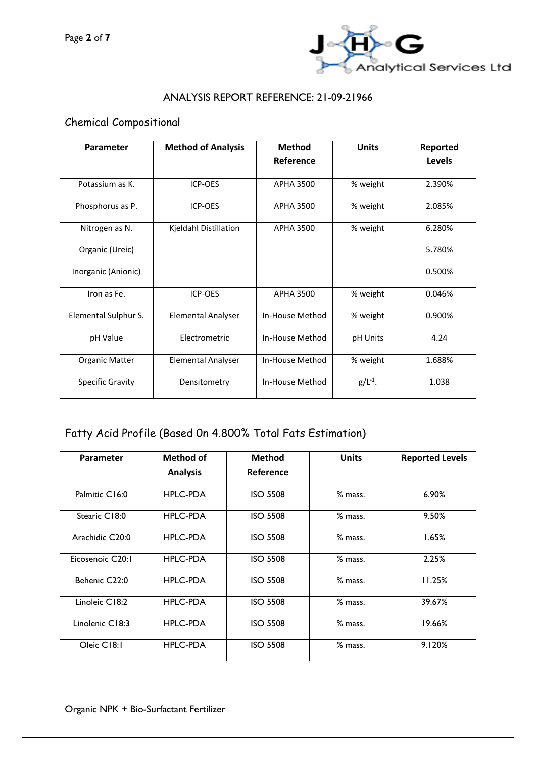ANALYSIS REPORT REFERENCE: 21-09-21966

## Chemical Compositional

| Parameter | Method of Analysis | Method Reference | Units | Reported Levels |
|---|---|---|---|---|
| Potassium as K. | ICP-OES | APHA 3500 | % weight | 2.390% |
| Phosphorus as P. | ICP-OES | APHA 3500 | % weight | 2.085% |
| Nitrogen as N.<br>Organic (Ureic)<br>Inorganic (Anionic) | Kjeldahl Distillation | APHA 3500 | % weight | 6.280%<br>5.780%<br>0.500% |
| Iron as Fe. | ICP-OES | APHA 3500 | % weight | 0.046% |
| Elemental Sulphur S. | Elemental Analyser | In-House Method | % weight | 0.900% |
| pH Value | Electrometric | In-House Method | pH Units | 4.24 |
| Organic Matter | Elemental Analyser | In-House Method | % weight | 1.688% |
| Specific Gravity | Densitometry | In-House Method | $g/L^{-1}$. | 1.038 |

## Fatty Acid Profile (Based On 4.800% Total Fats Estimation)

| Parameter | Method of Analysis | Method Reference | Units | Reported Levels |
|---|---|---|---|---|
| Palmitic C16:0 | HPLC-PDA | ISO 5508 | % mass. | 6.90% |
| Stearic C18:0 | HPLC-PDA | ISO 5508 | % mass. | 9.50% |
| Arachidic C20:0 | HPLC-PDA | ISO 5508 | % mass. | 1.65% |
| Eicosenoic C20:1 | HPLC-PDA | ISO 5508 | % mass. | 2.25% |
| Behenic C22:0 | HPLC-PDA | ISO 5508 | % mass. | 11.25% |
| Linoleic C18:2 | HPLC-PDA | ISO 5508 | % mass. | 39.67% |
| Linolenic C18:3 | HPLC-PDA | ISO 5508 | % mass. | 19.66% |
| Oleic C18:1 | HPLC-PDA | ISO 5508 | % mass. | 9.120% |

Organic NPK + Bio-Surfactant Fertilizer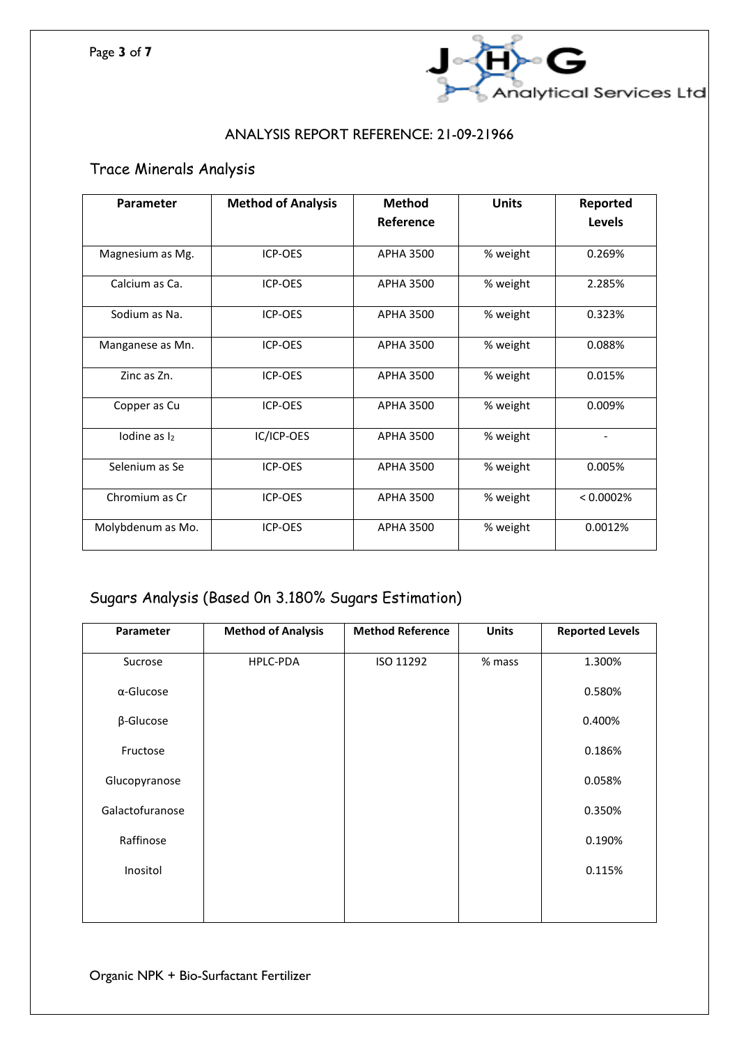ANALYSIS REPORT REFERENCE: 21-09-21966

## Trace Minerals Analysis

| Parameter | Method of Analysis | Method Reference | Units | Reported Levels |
|---|---|---|---|---|
| Magnesium as Mg. | ICP-OES | APHA 3500 | % weight | 0.269% |
| Calcium as Ca. | ICP-OES | APHA 3500 | % weight | 2.285% |
| Sodium as Na. | ICP-OES | APHA 3500 | % weight | 0.323% |
| Manganese as Mn. | ICP-OES | APHA 3500 | % weight | 0.088% |
| Zinc as Zn. | ICP-OES | APHA 3500 | % weight | 0.015% |
| Copper as Cu | ICP-OES | APHA 3500 | % weight | 0.009% |
| Iodine as $I_2$ | IC/ICP-OES | APHA 3500 | % weight | - |
| Selenium as Se | ICP-OES | APHA 3500 | % weight | 0.005% |
| Chromium as Cr | ICP-OES | APHA 3500 | % weight | < 0.0002% |
| Molybdenum as Mo. | ICP-OES | APHA 3500 | % weight | 0.0012% |

## Sugars Analysis (Based On 3.180% Sugars Estimation)

| Parameter | Method of Analysis | Method Reference | Units | Reported Levels |
|---|---|---|---|---|
| Sucrose | HPLC-PDA | ISO 11292 | % mass | 1.300% |
| α-Glucose | | | | 0.580% |
| β-Glucose | | | | 0.400% |
| Fructose | | | | 0.186% |
| Glucopyranose | | | | 0.058% |
| Galactofuranose | | | | 0.350% |
| Raffinose | | | | 0.190% |
| Inositol | | | | 0.115% |

Organic NPK + Bio-Surfactant Fertilizer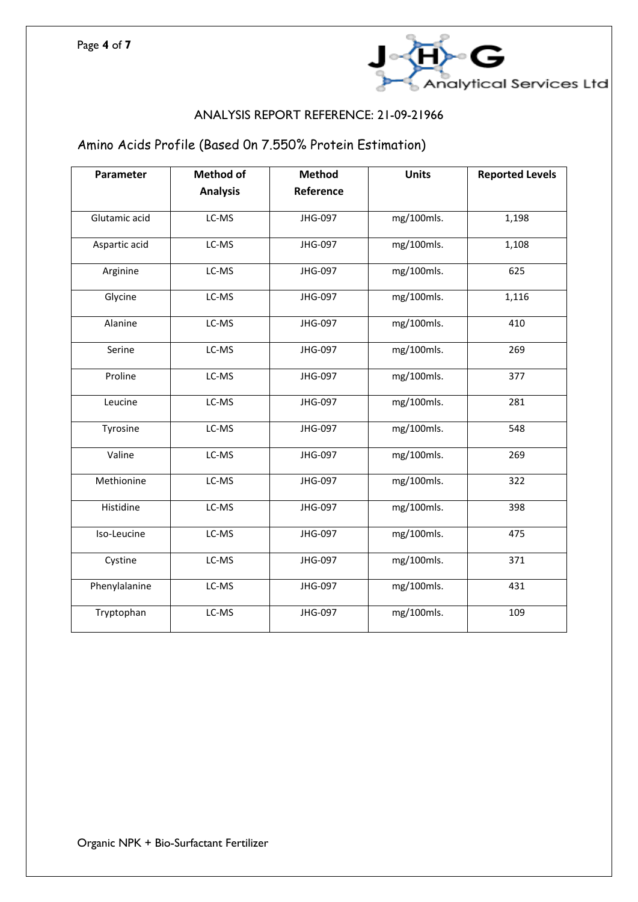## ANALYSIS REPORT REFERENCE: 21-09-21966

### Amino Acids Profile (Based On 7.550% Protein Estimation)

| Parameter | Method of Analysis | Method Reference | Units | Reported Levels |
|---|---|---|---|---|
| Glutamic acid | LC-MS | JHG-097 | mg/100mls. | 1,198 |
| Aspartic acid | LC-MS | JHG-097 | mg/100mls. | 1,108 |
| Arginine | LC-MS | JHG-097 | mg/100mls. | 625 |
| Glycine | LC-MS | JHG-097 | mg/100mls. | 1,116 |
| Alanine | LC-MS | JHG-097 | mg/100mls. | 410 |
| Serine | LC-MS | JHG-097 | mg/100mls. | 269 |
| Proline | LC-MS | JHG-097 | mg/100mls. | 377 |
| Leucine | LC-MS | JHG-097 | mg/100mls. | 281 |
| Tyrosine | LC-MS | JHG-097 | mg/100mls. | 548 |
| Valine | LC-MS | JHG-097 | mg/100mls. | 269 |
| Methionine | LC-MS | JHG-097 | mg/100mls. | 322 |
| Histidine | LC-MS | JHG-097 | mg/100mls. | 398 |
| Iso-Leucine | LC-MS | JHG-097 | mg/100mls. | 475 |
| Cystine | LC-MS | JHG-097 | mg/100mls. | 371 |
| Phenylalanine | LC-MS | JHG-097 | mg/100mls. | 431 |
| Tryptophan | LC-MS | JHG-097 | mg/100mls. | 109 |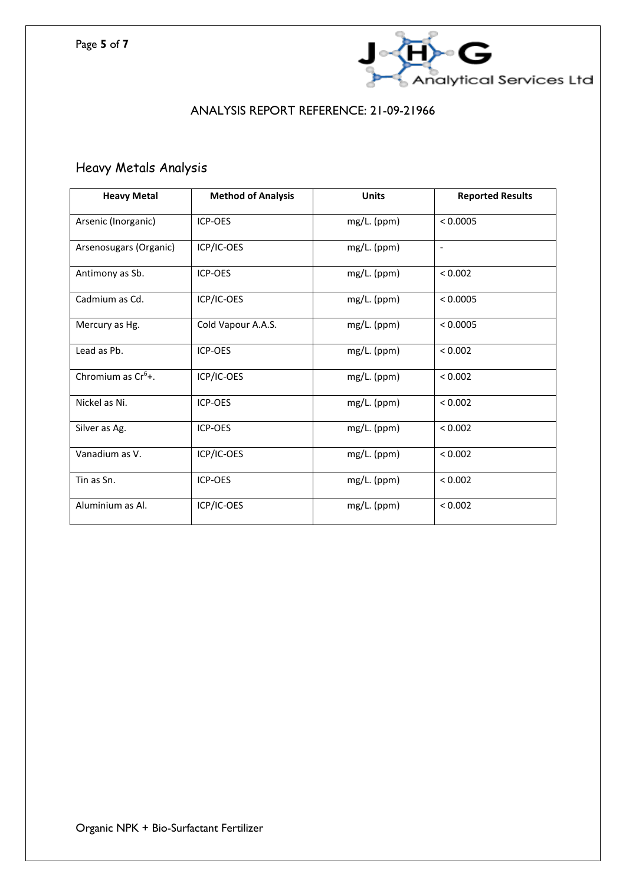ANALYSIS REPORT REFERENCE: 21-09-21966

## Heavy Metals Analysis

| Heavy Metal | Method of Analysis | Units | Reported Results |
|---|---|---|---|
| Arsenic (Inorganic) | ICP-OES | mg/L. (ppm) | < 0.0005 |
| Arsenosugars (Organic) | ICP/IC-OES | mg/L. (ppm) | - |
| Antimony as Sb. | ICP-OES | mg/L. (ppm) | < 0.002 |
| Cadmium as Cd. | ICP/IC-OES | mg/L. (ppm) | < 0.0005 |
| Mercury as Hg. | Cold Vapour A.A.S. | mg/L. (ppm) | < 0.0005 |
| Lead as Pb. | ICP-OES | mg/L. (ppm) | < 0.002 |
| Chromium as $Cr^{6}$+. | ICP/IC-OES | mg/L. (ppm) | < 0.002 |
| Nickel as Ni. | ICP-OES | mg/L. (ppm) | < 0.002 |
| Silver as Ag. | ICP-OES | mg/L. (ppm) | < 0.002 |
| Vanadium as V. | ICP/IC-OES | mg/L. (ppm) | < 0.002 |
| Tin as Sn. | ICP-OES | mg/L. (ppm) | < 0.002 |
| Aluminium as Al. | ICP/IC-OES | mg/L. (ppm) | < 0.002 |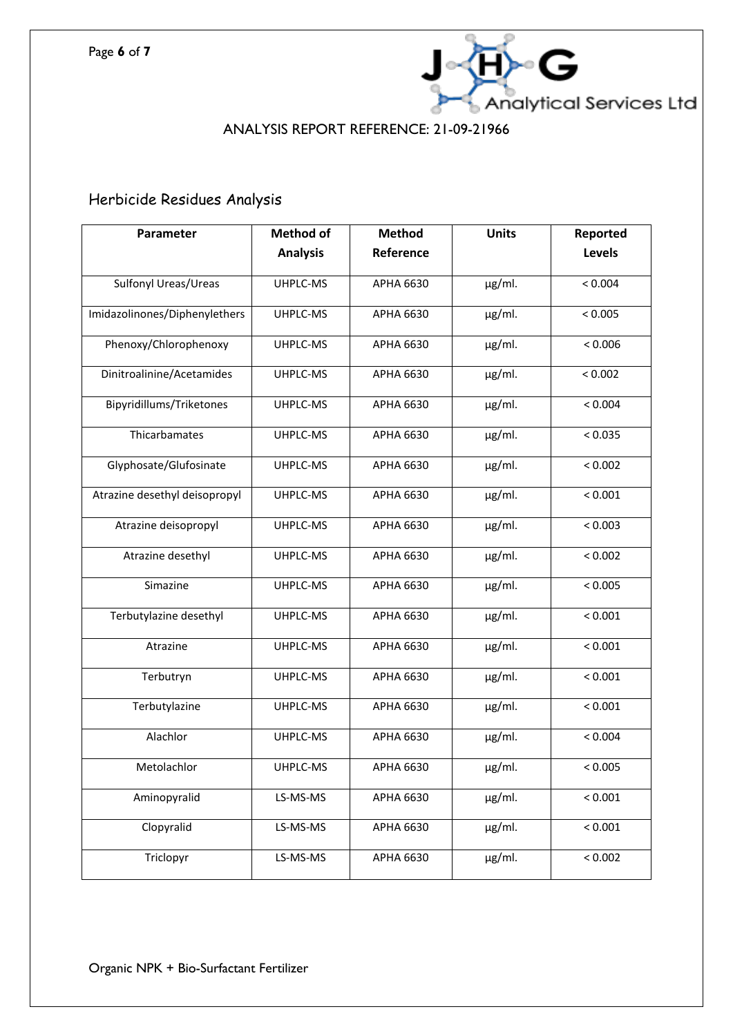ANALYSIS REPORT REFERENCE: 21-09-21966

## Herbicide Residues Analysis

| Parameter | Method of Analysis | Method Reference | Units | Reported Levels |
|---|---|---|---|---|
| Sulfonyl Ureas/Ureas | UHPLC-MS | APHA 6630 | µg/ml. | < 0.004 |
| Imidazolinones/Diphenylethers | UHPLC-MS | APHA 6630 | µg/ml. | < 0.005 |
| Phenoxy/Chlorophenoxy | UHPLC-MS | APHA 6630 | µg/ml. | < 0.006 |
| Dinitroalinine/Acetamides | UHPLC-MS | APHA 6630 | µg/ml. | < 0.002 |
| Bipyridillums/Triketones | UHPLC-MS | APHA 6630 | µg/ml. | < 0.004 |
| Thicarbamates | UHPLC-MS | APHA 6630 | µg/ml. | < 0.035 |
| Glyphosate/Glufosinate | UHPLC-MS | APHA 6630 | µg/ml. | < 0.002 |
| Atrazine desethyl deisopropyl | UHPLC-MS | APHA 6630 | µg/ml. | < 0.001 |
| Atrazine deisopropyl | UHPLC-MS | APHA 6630 | µg/ml. | < 0.003 |
| Atrazine desethyl | UHPLC-MS | APHA 6630 | µg/ml. | < 0.002 |
| Simazine | UHPLC-MS | APHA 6630 | µg/ml. | < 0.005 |
| Terbutylazine desethyl | UHPLC-MS | APHA 6630 | µg/ml. | < 0.001 |
| Atrazine | UHPLC-MS | APHA 6630 | µg/ml. | < 0.001 |
| Terbutryn | UHPLC-MS | APHA 6630 | µg/ml. | < 0.001 |
| Terbutylazine | UHPLC-MS | APHA 6630 | µg/ml. | < 0.001 |
| Alachlor | UHPLC-MS | APHA 6630 | µg/ml. | < 0.004 |
| Metolachlor | UHPLC-MS | APHA 6630 | µg/ml. | < 0.005 |
| Aminopyralid | LS-MS-MS | APHA 6630 | µg/ml. | < 0.001 |
| Clopyralid | LS-MS-MS | APHA 6630 | µg/ml. | < 0.001 |
| Triclopyr | LS-MS-MS | APHA 6630 | µg/ml. | < 0.002 |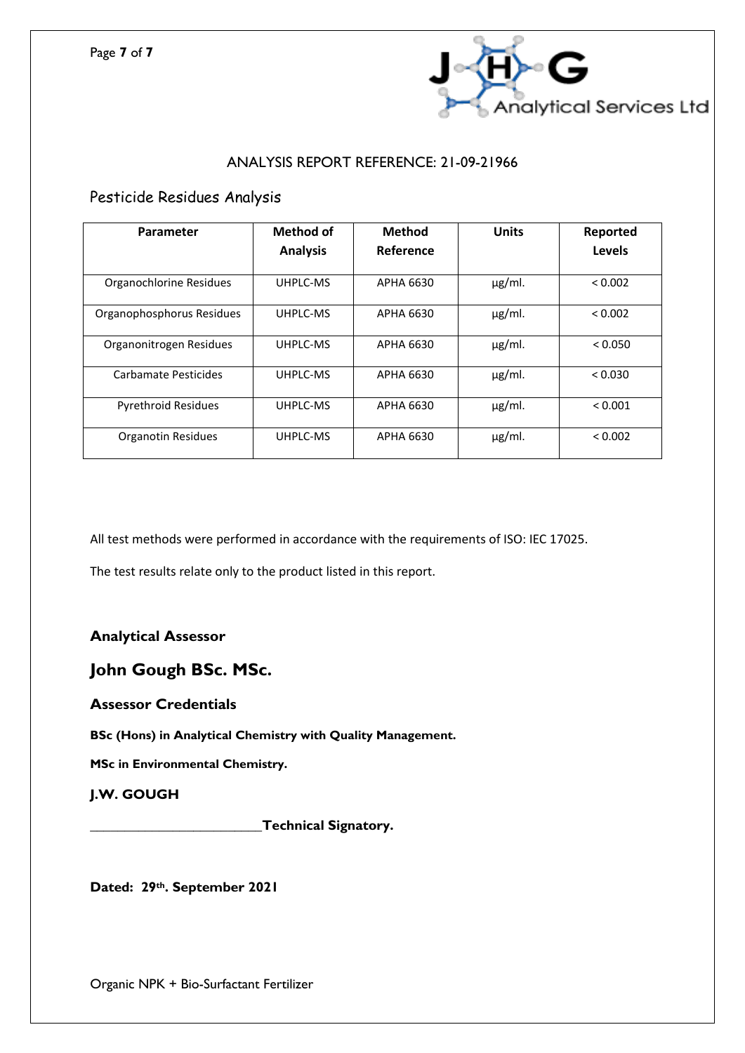ANALYSIS REPORT REFERENCE: 21-09-21966

## Pesticide Residues Analysis

| Parameter | Method of Analysis | Method Reference | Units | Reported Levels |
|---|---|---|---|---|
| Organochlorine Residues | UHPLC-MS | APHA 6630 | µg/ml. | < 0.002 |
| Organophosphorus Residues | UHPLC-MS | APHA 6630 | µg/ml. | < 0.002 |
| Organonitrogen Residues | UHPLC-MS | APHA 6630 | µg/ml. | < 0.050 |
| Carbamate Pesticides | UHPLC-MS | APHA 6630 | µg/ml. | < 0.030 |
| Pyrethroid Residues | UHPLC-MS | APHA 6630 | µg/ml. | < 0.001 |
| Organotin Residues | UHPLC-MS | APHA 6630 | µg/ml. | < 0.002 |

All test methods were performed in accordance with the requirements of ISO: IEC 17025.

The test results relate only to the product listed in this report.

**Analytical Assessor**

**John Gough BSc. MSc.**

**Assessor Credentials**

**BSc (Hons) in Analytical Chemistry with Quality Management.**

**MSc in Environmental Chemistry.**

**J.W. GOUGH**

________________________**Technical Signatory.**

**Dated: 29th. September 2021**

Organic NPK + Bio-Surfactant Fertilizer